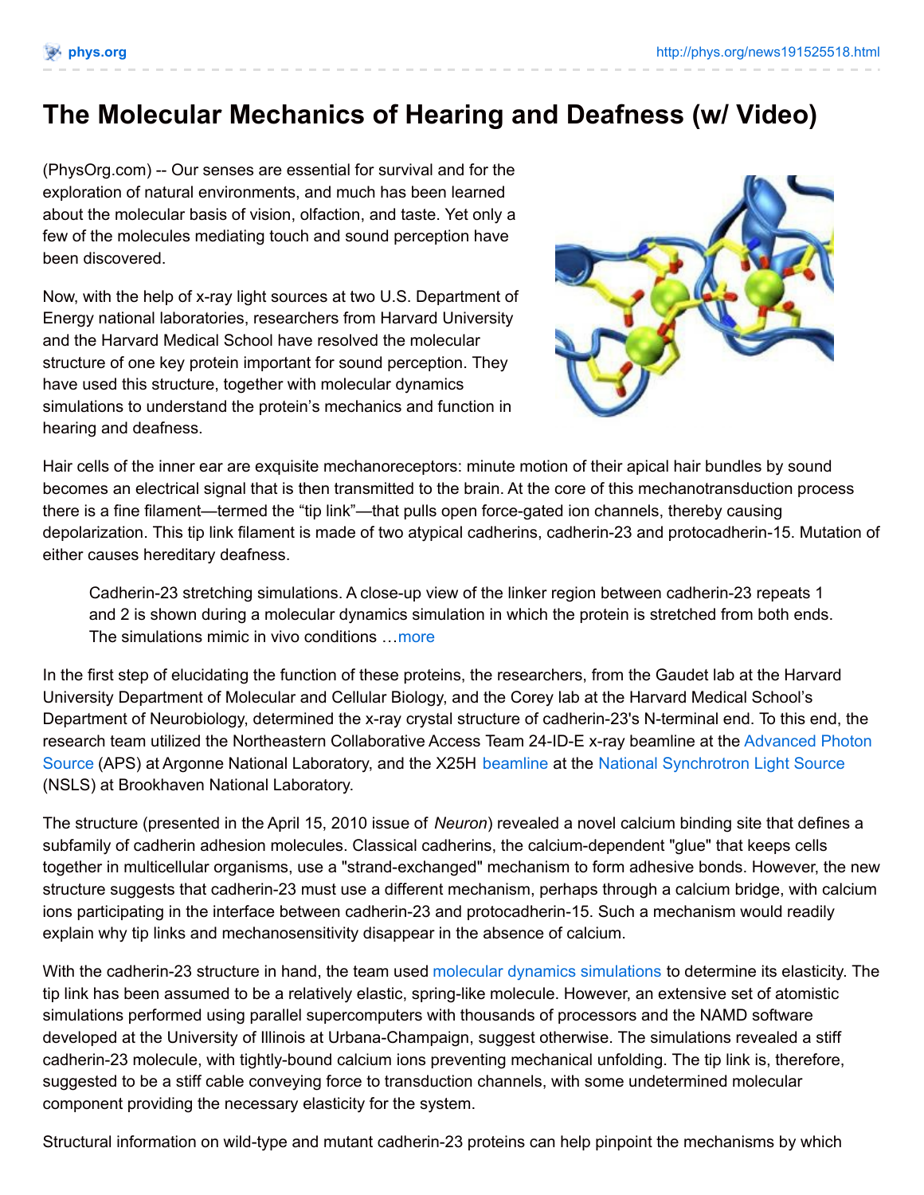# The Molecular Mechanics of Hearing and Deafness (w/ Video)

(PhysOrg.com) -- Our senses are essential for survival and for the exploration of natural environments, and much has been learned about the molecular basis of vision, olfaction, and taste. Yet only a few of the molecules mediating touch and sound perception have been discovered.

Now, with the help of x-ray light sources at two U.S. Department of Energy national laboratories, researchers from Harvard University and the Harvard Medical School have resolved the molecular structure of one key protein important for sound perception. They have used this structure, together with molecular dynamics simulations to understand the protein's mechanics and function in hearing and deafness.

Hair cells of the inner ear are exquisite mechanoreceptors: minute motion of their apical hair bundles by sound becomes an electrical signal that is then transmitted to the brain. At the core of this mechanotransduction process there is a fine filament—termed the "tip link"—that pulls open force-gated ion channels, thereby causing depolarization. This tip link filament is made of two atypical cadherins, cadherin-23 and protocadherin-15. Mutation of either causes hereditary deafness.

> Cadherin-23 stretching simulations. A close-up view of the linker region between cadherin-23 repeats 1 and 2 is shown during a molecular dynamics simulation in which the protein is stretched from both ends. The simulations mimic in vivo conditions …more

In the first step of elucidating the function of these proteins, the researchers, from the Gaudet lab at the Harvard University Department of Molecular and Cellular Biology, and the Corey lab at the Harvard Medical School's Department of Neurobiology, determined the x-ray crystal structure of cadherin-23's N-terminal end. To this end, the research team utilized the Northeastern Collaborative Access Team 24-ID-E x-ray beamline at the Advanced Photon Source (APS) at Argonne National Laboratory, and the X25H beamline at the National Synchrotron Light Source (NSLS) at Brookhaven National Laboratory.

The structure (presented in the April 15, 2010 issue of *Neuron*) revealed a novel calcium binding site that defines a subfamily of cadherin adhesion molecules. Classical cadherins, the calcium-dependent "glue" that keeps cells together in multicellular organisms, use a "strand-exchanged" mechanism to form adhesive bonds. However, the new structure suggests that cadherin-23 must use a different mechanism, perhaps through a calcium bridge, with calcium ions participating in the interface between cadherin-23 and protocadherin-15. Such a mechanism would readily explain why tip links and mechanosensitivity disappear in the absence of calcium.

With the cadherin-23 structure in hand, the team used molecular dynamics simulations to determine its elasticity. The tip link has been assumed to be a relatively elastic, spring-like molecule. However, an extensive set of atomistic simulations performed using parallel supercomputers with thousands of processors and the NAMD software developed at the University of Illinois at Urbana-Champaign, suggest otherwise. The simulations revealed a stiff cadherin-23 molecule, with tightly-bound calcium ions preventing mechanical unfolding. The tip link is, therefore, suggested to be a stiff cable conveying force to transduction channels, with some undetermined molecular component providing the necessary elasticity for the system.

Structural information on wild-type and mutant cadherin-23 proteins can help pinpoint the mechanisms by which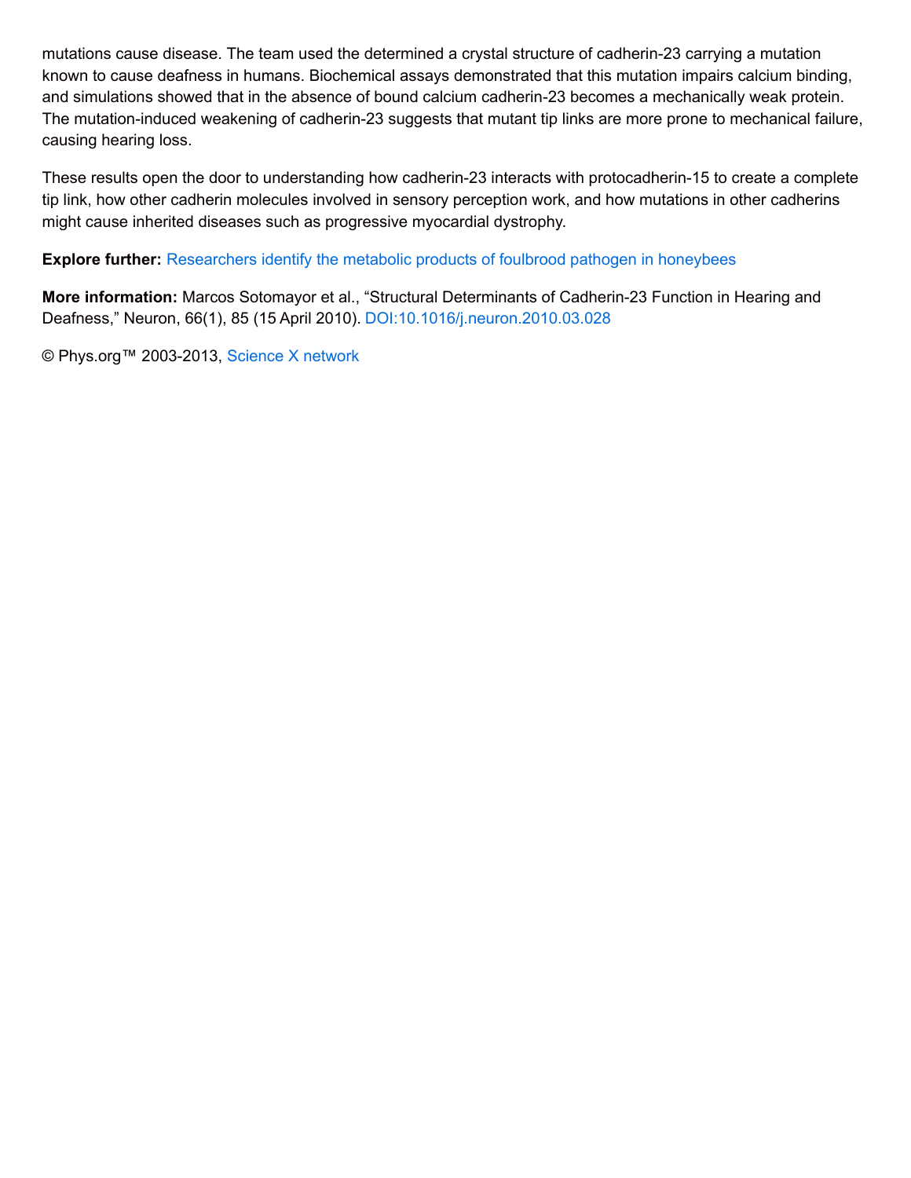mutations cause disease. The team used the determined a crystal structure of cadherin-23 carrying a mutation known to cause deafness in humans. Biochemical assays demonstrated that this mutation impairs calcium binding, and simulations showed that in the absence of bound calcium cadherin-23 becomes a mechanically weak protein. The mutation-induced weakening of cadherin-23 suggests that mutant tip links are more prone to mechanical failure, causing hearing loss.

These results open the door to understanding how cadherin-23 interacts with protocadherin-15 to create a complete tip link, how other cadherin molecules involved in sensory perception work, and how mutations in other cadherins might cause inherited diseases such as progressive myocardial dystrophy.

**Explore further:** Researchers identify the metabolic products of foulbrood pathogen in honeybees

**More information:** Marcos Sotomayor et al., "Structural Determinants of Cadherin-23 Function in Hearing and Deafness," Neuron, 66(1), 85 (15 April 2010). DOI:10.1016/j.neuron.2010.03.028

© Phys.org™ 2003-2013, Science X network